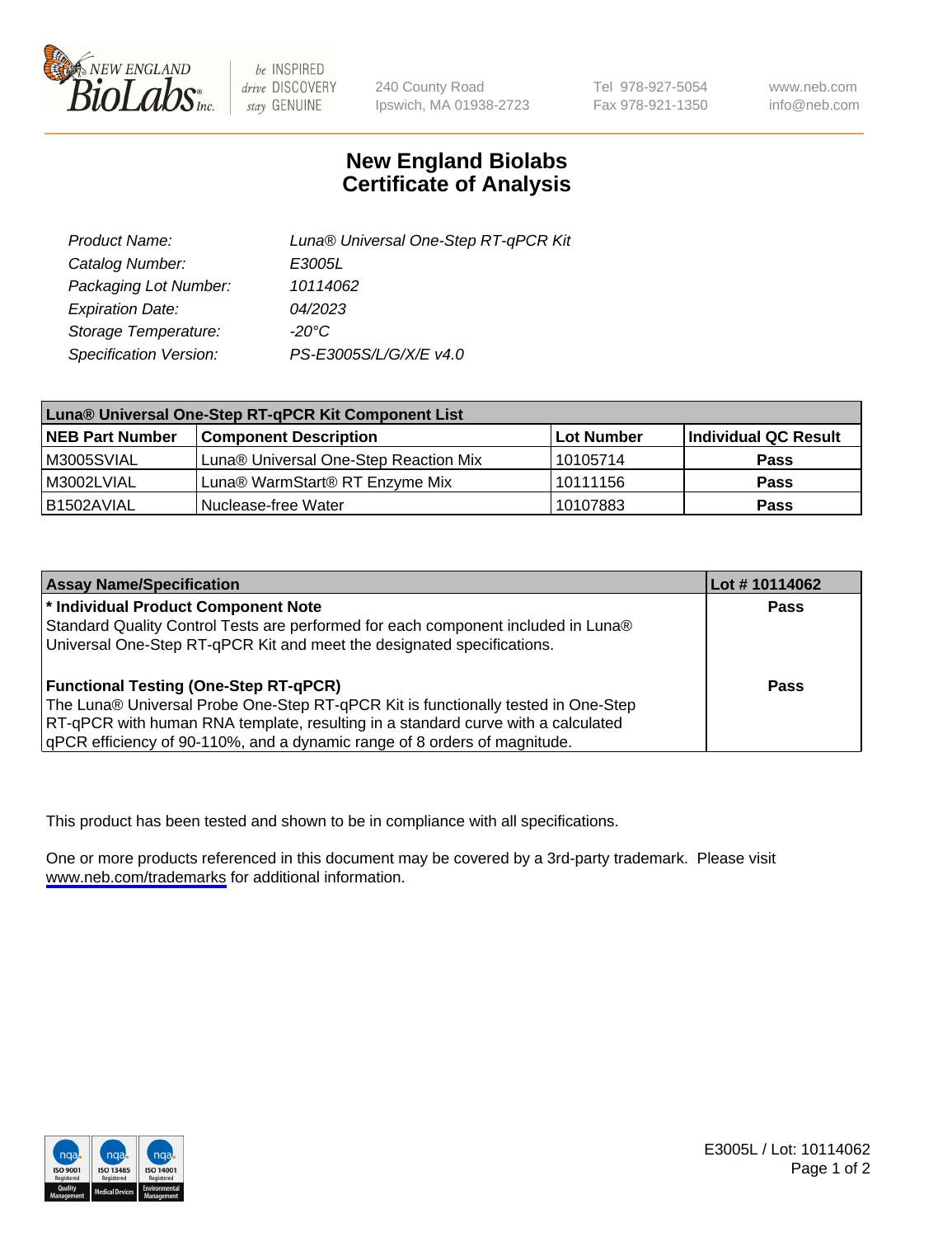# New England Biolabs Certificate of Analysis

| | |
|---|---|
| *Product Name:* | *Luna® Universal One-Step RT-qPCR Kit* |
| *Catalog Number:* | *E3005L* |
| *Packaging Lot Number:* | *10114062* |
| *Expiration Date:* | *04/2023* |
| *Storage Temperature:* | *-20°C* |
| *Specification Version:* | *PS-E3005S/L/G/X/E v4.0* |

| Luna® Universal One-Step RT-qPCR Kit Component List | | | |
|---|---|---|---|
| **NEB Part Number** | **Component Description** | **Lot Number** | **Individual QC Result** |
| M3005SVIAL | Luna® Universal One-Step Reaction Mix | 10105714 | **Pass** |
| M3002LVIAL | Luna® WarmStart® RT Enzyme Mix | 10111156 | **Pass** |
| B1502AVIAL | Nuclease-free Water | 10107883 | **Pass** |

| Assay Name/Specification | Lot # 10114062 |
|---|---|
| **\* Individual Product Component Note**<br>Standard Quality Control Tests are performed for each component included in Luna® Universal One-Step RT-qPCR Kit and meet the designated specifications. | **Pass** |
| **Functional Testing (One-Step RT-qPCR)**<br>The Luna® Universal Probe One-Step RT-qPCR Kit is functionally tested in One-Step RT-qPCR with human RNA template, resulting in a standard curve with a calculated qPCR efficiency of 90-110%, and a dynamic range of 8 orders of magnitude. | **Pass** |

This product has been tested and shown to be in compliance with all specifications.

One or more products referenced in this document may be covered by a 3rd-party trademark. Please visit www.neb.com/trademarks for additional information.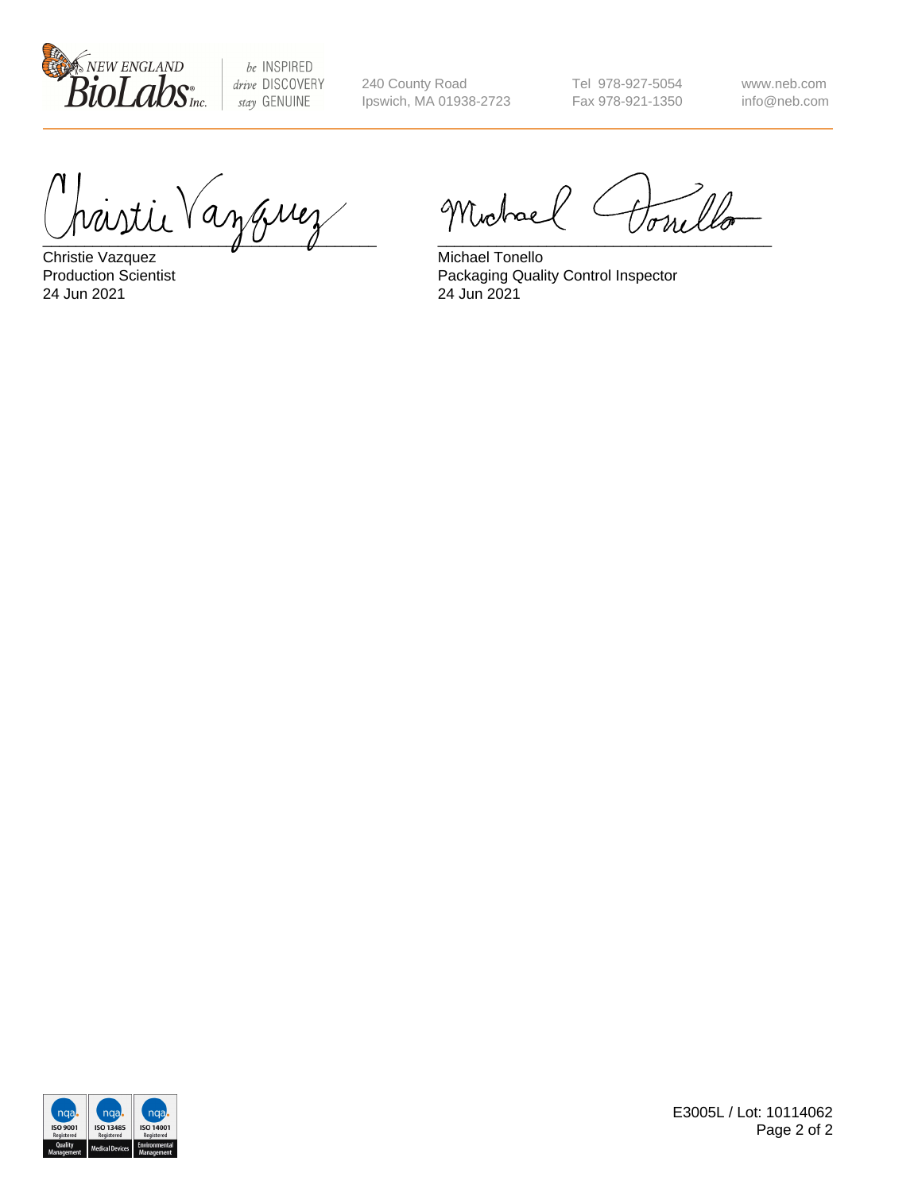Christie Vazquez
Production Scientist
24 Jun 2021

Michael Tonello
Packaging Quality Control Inspector
24 Jun 2021

E3005L / Lot: 10114062